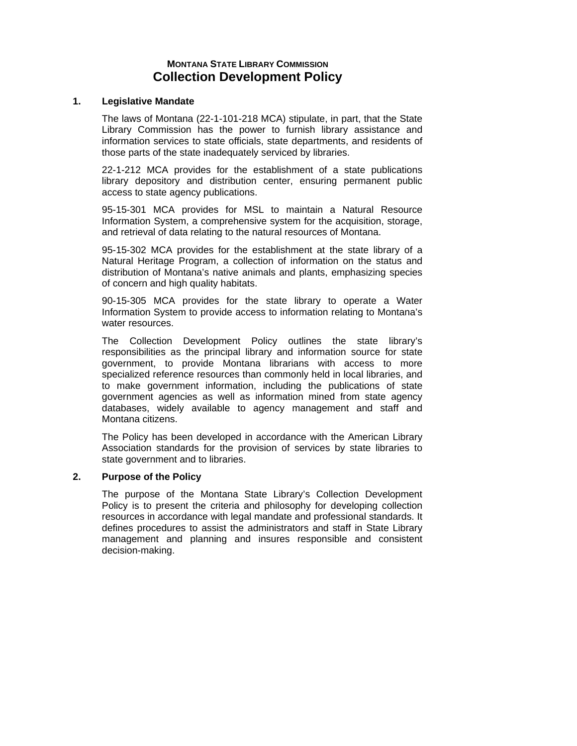**MONTANA STATE LIBRARY COMMISSION**

# Collection Development Policy

## 1. Legislative Mandate

The laws of Montana (22-1-101-218 MCA) stipulate, in part, that the State Library Commission has the power to furnish library assistance and information services to state officials, state departments, and residents of those parts of the state inadequately serviced by libraries.

22-1-212 MCA provides for the establishment of a state publications library depository and distribution center, ensuring permanent public access to state agency publications.

95-15-301 MCA provides for MSL to maintain a Natural Resource Information System, a comprehensive system for the acquisition, storage, and retrieval of data relating to the natural resources of Montana.

95-15-302 MCA provides for the establishment at the state library of a Natural Heritage Program, a collection of information on the status and distribution of Montana's native animals and plants, emphasizing species of concern and high quality habitats.

90-15-305 MCA provides for the state library to operate a Water Information System to provide access to information relating to Montana's water resources.

The Collection Development Policy outlines the state library's responsibilities as the principal library and information source for state government, to provide Montana librarians with access to more specialized reference resources than commonly held in local libraries, and to make government information, including the publications of state government agencies as well as information mined from state agency databases, widely available to agency management and staff and Montana citizens.

The Policy has been developed in accordance with the American Library Association standards for the provision of services by state libraries to state government and to libraries.

## 2. Purpose of the Policy

The purpose of the Montana State Library's Collection Development Policy is to present the criteria and philosophy for developing collection resources in accordance with legal mandate and professional standards. It defines procedures to assist the administrators and staff in State Library management and planning and insures responsible and consistent decision-making.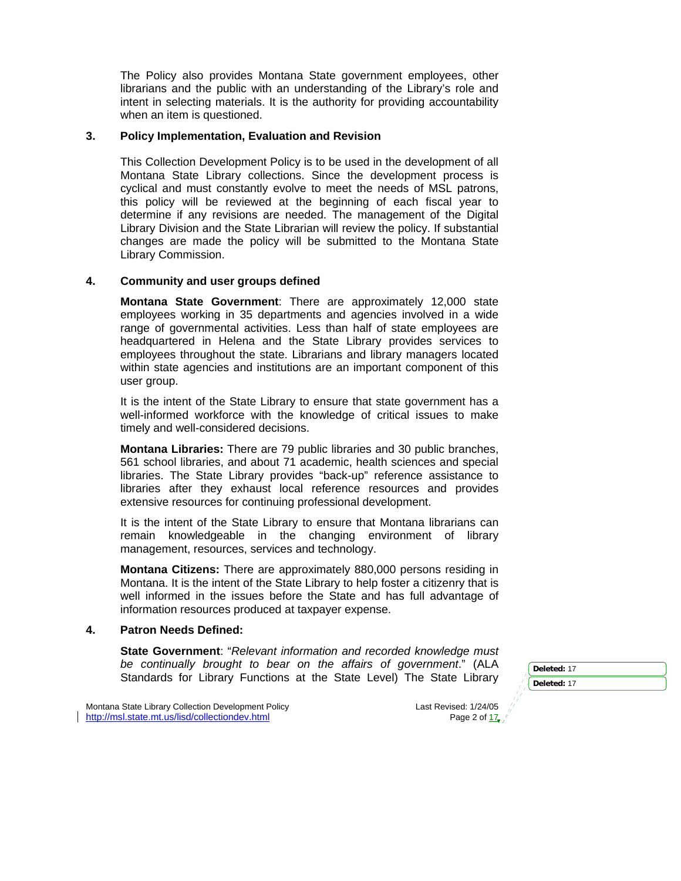The Policy also provides Montana State government employees, other librarians and the public with an understanding of the Library's role and intent in selecting materials. It is the authority for providing accountability when an item is questioned.

## 3. Policy Implementation, Evaluation and Revision

This Collection Development Policy is to be used in the development of all Montana State Library collections. Since the development process is cyclical and must constantly evolve to meet the needs of MSL patrons, this policy will be reviewed at the beginning of each fiscal year to determine if any revisions are needed. The management of the Digital Library Division and the State Librarian will review the policy. If substantial changes are made the policy will be submitted to the Montana State Library Commission.

## 4. Community and user groups defined

**Montana State Government**: There are approximately 12,000 state employees working in 35 departments and agencies involved in a wide range of governmental activities. Less than half of state employees are headquartered in Helena and the State Library provides services to employees throughout the state. Librarians and library managers located within state agencies and institutions are an important component of this user group.

It is the intent of the State Library to ensure that state government has a well-informed workforce with the knowledge of critical issues to make timely and well-considered decisions.

**Montana Libraries:** There are 79 public libraries and 30 public branches, 561 school libraries, and about 71 academic, health sciences and special libraries. The State Library provides "back-up" reference assistance to libraries after they exhaust local reference resources and provides extensive resources for continuing professional development.

It is the intent of the State Library to ensure that Montana librarians can remain knowledgeable in the changing environment of library management, resources, services and technology.

**Montana Citizens:** There are approximately 880,000 persons residing in Montana. It is the intent of the State Library to help foster a citizenry that is well informed in the issues before the State and has full advantage of information resources produced at taxpayer expense.

## 4. Patron Needs Defined:

**State Government**: "*Relevant information and recorded knowledge must be continually brought to bear on the affairs of government*." (ALA Standards for Library Functions at the State Level) The State Library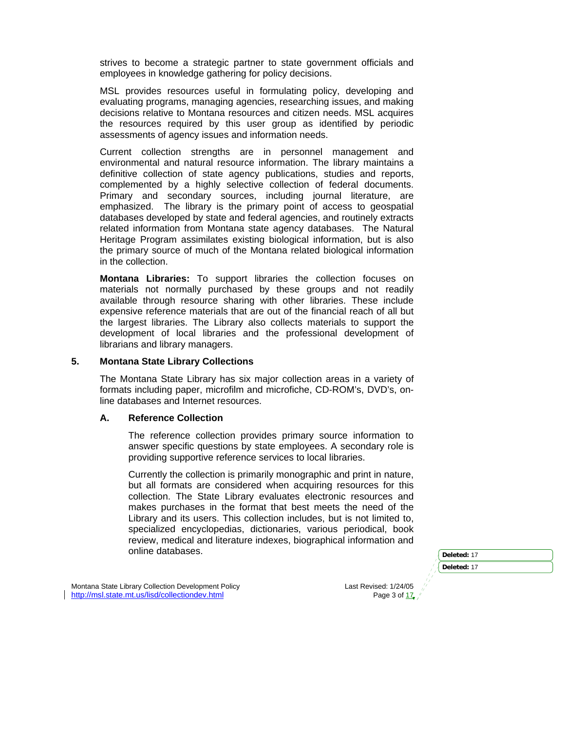strives to become a strategic partner to state government officials and employees in knowledge gathering for policy decisions.

MSL provides resources useful in formulating policy, developing and evaluating programs, managing agencies, researching issues, and making decisions relative to Montana resources and citizen needs. MSL acquires the resources required by this user group as identified by periodic assessments of agency issues and information needs.

Current collection strengths are in personnel management and environmental and natural resource information. The library maintains a definitive collection of state agency publications, studies and reports, complemented by a highly selective collection of federal documents. Primary and secondary sources, including journal literature, are emphasized. The library is the primary point of access to geospatial databases developed by state and federal agencies, and routinely extracts related information from Montana state agency databases. The Natural Heritage Program assimilates existing biological information, but is also the primary source of much of the Montana related biological information in the collection.

**Montana Libraries:** To support libraries the collection focuses on materials not normally purchased by these groups and not readily available through resource sharing with other libraries. These include expensive reference materials that are out of the financial reach of all but the largest libraries. The Library also collects materials to support the development of local libraries and the professional development of librarians and library managers.

## 5. Montana State Library Collections

The Montana State Library has six major collection areas in a variety of formats including paper, microfilm and microfiche, CD-ROM's, DVD's, on-line databases and Internet resources.

### A. Reference Collection

The reference collection provides primary source information to answer specific questions by state employees. A secondary role is providing supportive reference services to local libraries.

Currently the collection is primarily monographic and print in nature, but all formats are considered when acquiring resources for this collection. The State Library evaluates electronic resources and makes purchases in the format that best meets the need of the Library and its users. This collection includes, but is not limited to, specialized encyclopedias, dictionaries, various periodical, book review, medical and literature indexes, biographical information and online databases.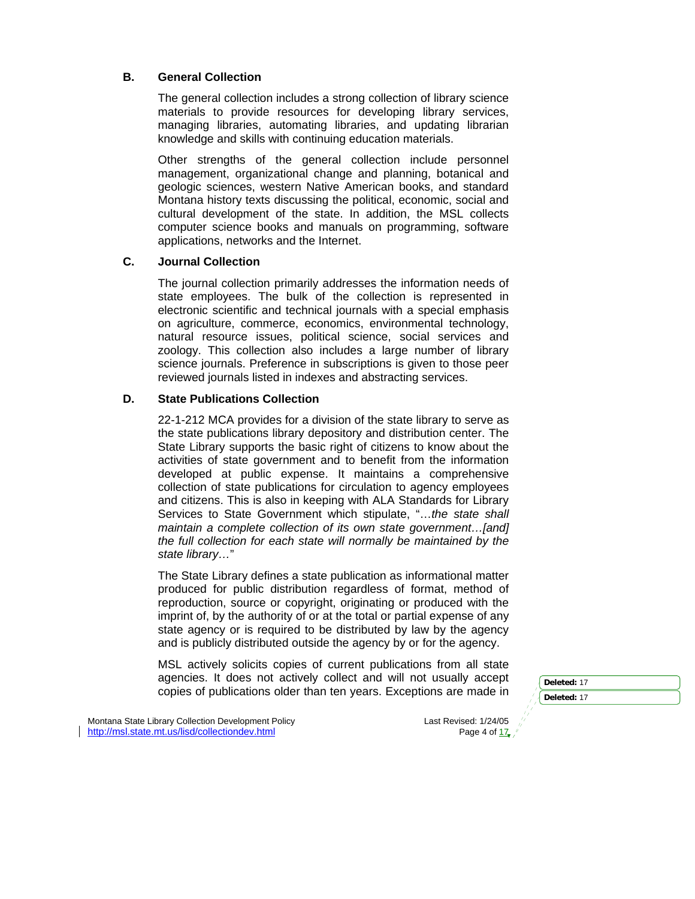### B. General Collection

The general collection includes a strong collection of library science materials to provide resources for developing library services, managing libraries, automating libraries, and updating librarian knowledge and skills with continuing education materials.

Other strengths of the general collection include personnel management, organizational change and planning, botanical and geologic sciences, western Native American books, and standard Montana history texts discussing the political, economic, social and cultural development of the state. In addition, the MSL collects computer science books and manuals on programming, software applications, networks and the Internet.

### C. Journal Collection

The journal collection primarily addresses the information needs of state employees. The bulk of the collection is represented in electronic scientific and technical journals with a special emphasis on agriculture, commerce, economics, environmental technology, natural resource issues, political science, social services and zoology. This collection also includes a large number of library science journals. Preference in subscriptions is given to those peer reviewed journals listed in indexes and abstracting services.

### D. State Publications Collection

22-1-212 MCA provides for a division of the state library to serve as the state publications library depository and distribution center. The State Library supports the basic right of citizens to know about the activities of state government and to benefit from the information developed at public expense. It maintains a comprehensive collection of state publications for circulation to agency employees and citizens. This is also in keeping with ALA Standards for Library Services to State Government which stipulate, "…*the state shall maintain a complete collection of its own state government…[and] the full collection for each state will normally be maintained by the state library…*"

The State Library defines a state publication as informational matter produced for public distribution regardless of format, method of reproduction, source or copyright, originating or produced with the imprint of, by the authority of or at the total or partial expense of any state agency or is required to be distributed by law by the agency and is publicly distributed outside the agency by or for the agency.

MSL actively solicits copies of current publications from all state agencies. It does not actively collect and will not usually accept copies of publications older than ten years. Exceptions are made in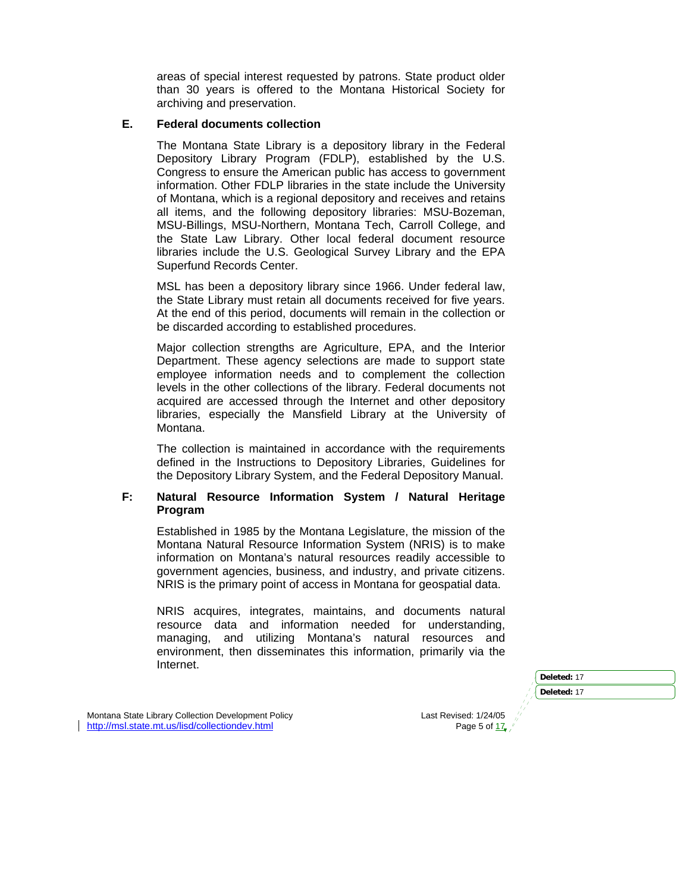areas of special interest requested by patrons. State product older than 30 years is offered to the Montana Historical Society for archiving and preservation.

### E. Federal documents collection

The Montana State Library is a depository library in the Federal Depository Library Program (FDLP), established by the U.S. Congress to ensure the American public has access to government information. Other FDLP libraries in the state include the University of Montana, which is a regional depository and receives and retains all items, and the following depository libraries: MSU-Bozeman, MSU-Billings, MSU-Northern, Montana Tech, Carroll College, and the State Law Library. Other local federal document resource libraries include the U.S. Geological Survey Library and the EPA Superfund Records Center.

MSL has been a depository library since 1966. Under federal law, the State Library must retain all documents received for five years. At the end of this period, documents will remain in the collection or be discarded according to established procedures.

Major collection strengths are Agriculture, EPA, and the Interior Department. These agency selections are made to support state employee information needs and to complement the collection levels in the other collections of the library. Federal documents not acquired are accessed through the Internet and other depository libraries, especially the Mansfield Library at the University of Montana.

The collection is maintained in accordance with the requirements defined in the Instructions to Depository Libraries, Guidelines for the Depository Library System, and the Federal Depository Manual.

### F: Natural Resource Information System / Natural Heritage Program

Established in 1985 by the Montana Legislature, the mission of the Montana Natural Resource Information System (NRIS) is to make information on Montana's natural resources readily accessible to government agencies, business, and industry, and private citizens. NRIS is the primary point of access in Montana for geospatial data.

NRIS acquires, integrates, maintains, and documents natural resource data and information needed for understanding, managing, and utilizing Montana's natural resources and environment, then disseminates this information, primarily via the Internet.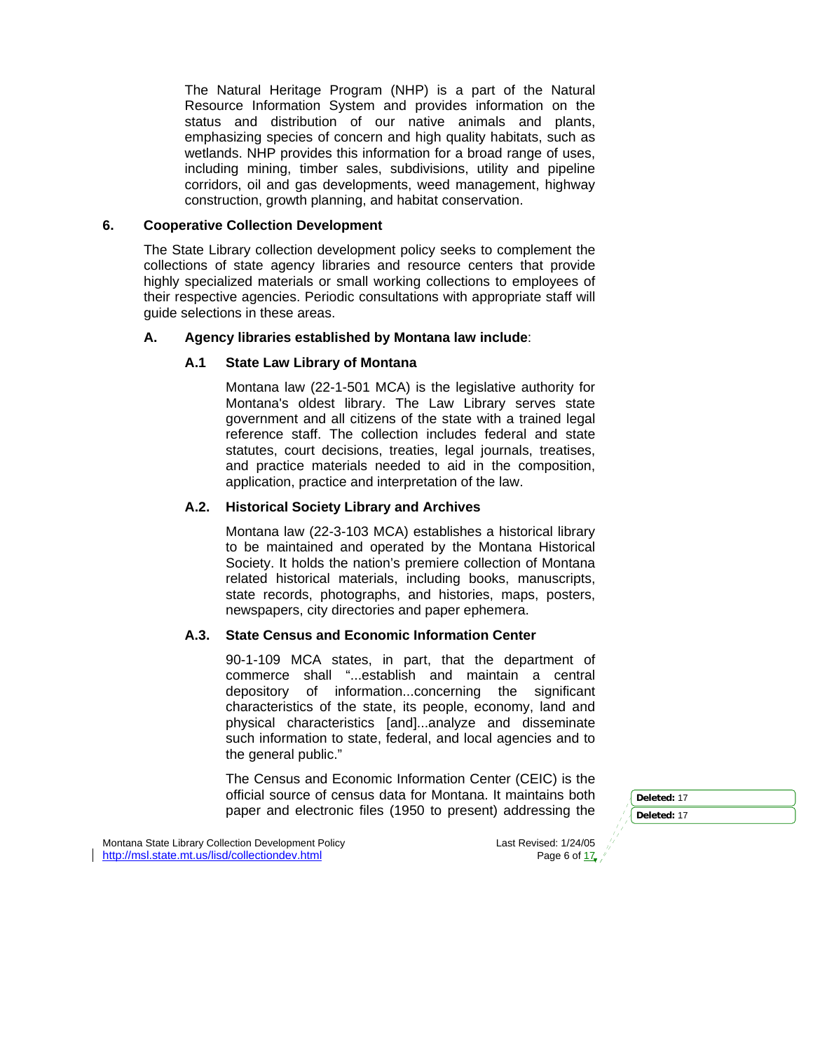The Natural Heritage Program (NHP) is a part of the Natural Resource Information System and provides information on the status and distribution of our native animals and plants, emphasizing species of concern and high quality habitats, such as wetlands. NHP provides this information for a broad range of uses, including mining, timber sales, subdivisions, utility and pipeline corridors, oil and gas developments, weed management, highway construction, growth planning, and habitat conservation.

## 6. Cooperative Collection Development

The State Library collection development policy seeks to complement the collections of state agency libraries and resource centers that provide highly specialized materials or small working collections to employees of their respective agencies. Periodic consultations with appropriate staff will guide selections in these areas.

### A. Agency libraries established by Montana law include:

#### A.1 State Law Library of Montana

Montana law (22-1-501 MCA) is the legislative authority for Montana's oldest library. The Law Library serves state government and all citizens of the state with a trained legal reference staff. The collection includes federal and state statutes, court decisions, treaties, legal journals, treatises, and practice materials needed to aid in the composition, application, practice and interpretation of the law.

#### A.2. Historical Society Library and Archives

Montana law (22-3-103 MCA) establishes a historical library to be maintained and operated by the Montana Historical Society. It holds the nation's premiere collection of Montana related historical materials, including books, manuscripts, state records, photographs, and histories, maps, posters, newspapers, city directories and paper ephemera.

#### A.3. State Census and Economic Information Center

90-1-109 MCA states, in part, that the department of commerce shall "...establish and maintain a central depository of information...concerning the significant characteristics of the state, its people, economy, land and physical characteristics [and]...analyze and disseminate such information to state, federal, and local agencies and to the general public."

The Census and Economic Information Center (CEIC) is the official source of census data for Montana. It maintains both paper and electronic files (1950 to present) addressing the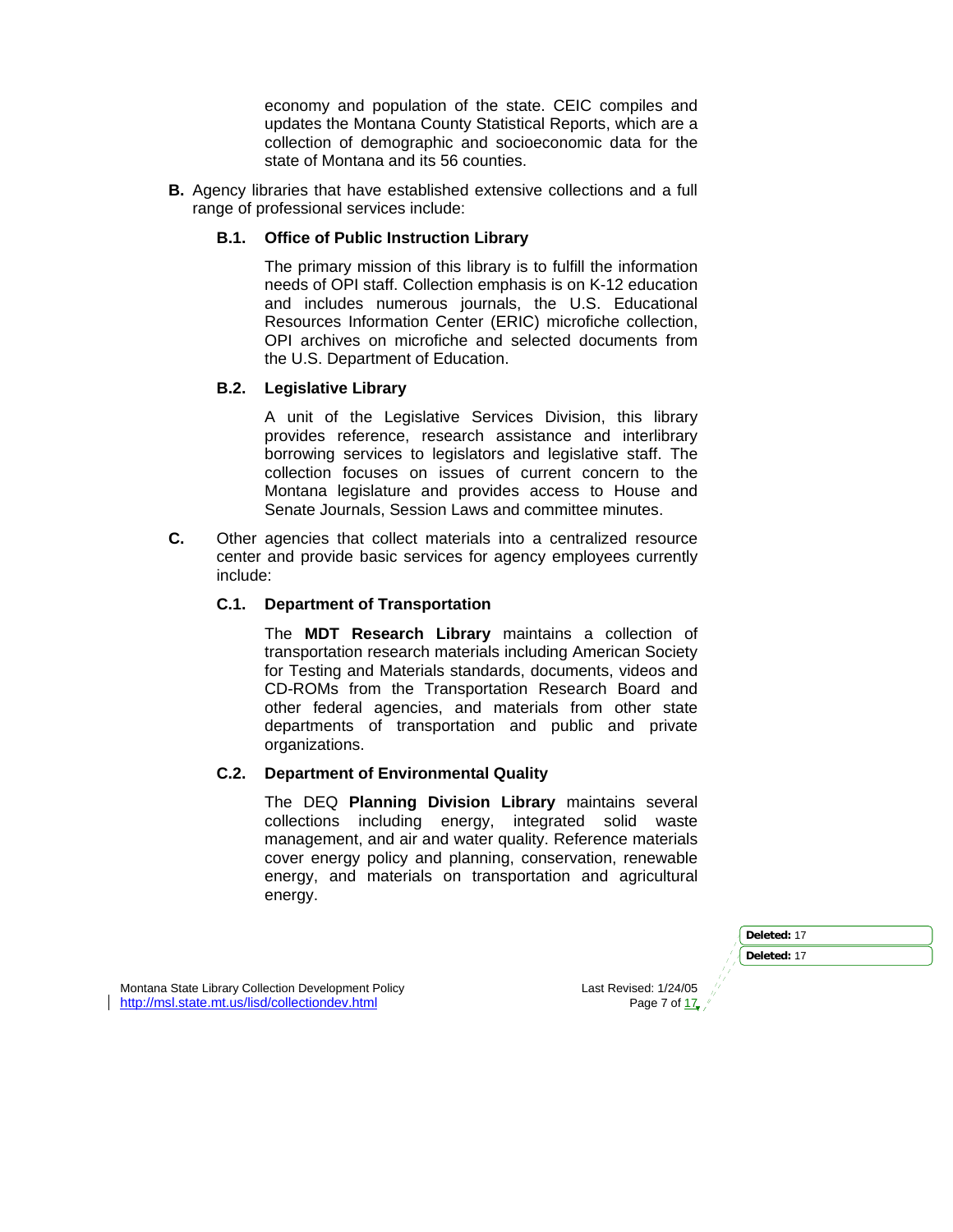economy and population of the state. CEIC compiles and updates the Montana County Statistical Reports, which are a collection of demographic and socioeconomic data for the state of Montana and its 56 counties.

**B.** Agency libraries that have established extensive collections and a full range of professional services include:

**B.1. Office of Public Instruction Library**

The primary mission of this library is to fulfill the information needs of OPI staff. Collection emphasis is on K-12 education and includes numerous journals, the U.S. Educational Resources Information Center (ERIC) microfiche collection, OPI archives on microfiche and selected documents from the U.S. Department of Education.

**B.2. Legislative Library**

A unit of the Legislative Services Division, this library provides reference, research assistance and interlibrary borrowing services to legislators and legislative staff. The collection focuses on issues of current concern to the Montana legislature and provides access to House and Senate Journals, Session Laws and committee minutes.

**C.** Other agencies that collect materials into a centralized resource center and provide basic services for agency employees currently include:

**C.1. Department of Transportation**

The **MDT Research Library** maintains a collection of transportation research materials including American Society for Testing and Materials standards, documents, videos and CD-ROMs from the Transportation Research Board and other federal agencies, and materials from other state departments of transportation and public and private organizations.

**C.2. Department of Environmental Quality**

The DEQ **Planning Division Library** maintains several collections including energy, integrated solid waste management, and air and water quality. Reference materials cover energy policy and planning, conservation, renewable energy, and materials on transportation and agricultural energy.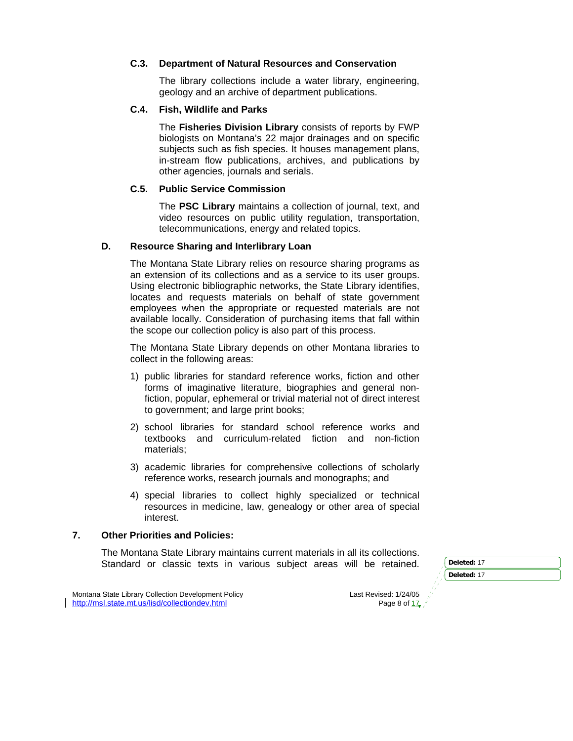### C.3. Department of Natural Resources and Conservation

The library collections include a water library, engineering, geology and an archive of department publications.

### C.4. Fish, Wildlife and Parks

The **Fisheries Division Library** consists of reports by FWP biologists on Montana's 22 major drainages and on specific subjects such as fish species. It houses management plans, in-stream flow publications, archives, and publications by other agencies, journals and serials.

### C.5. Public Service Commission

The **PSC Library** maintains a collection of journal, text, and video resources on public utility regulation, transportation, telecommunications, energy and related topics.

## D. Resource Sharing and Interlibrary Loan

The Montana State Library relies on resource sharing programs as an extension of its collections and as a service to its user groups. Using electronic bibliographic networks, the State Library identifies, locates and requests materials on behalf of state government employees when the appropriate or requested materials are not available locally. Consideration of purchasing items that fall within the scope our collection policy is also part of this process.

The Montana State Library depends on other Montana libraries to collect in the following areas:

1) public libraries for standard reference works, fiction and other forms of imaginative literature, biographies and general non-fiction, popular, ephemeral or trivial material not of direct interest to government; and large print books;

2) school libraries for standard school reference works and textbooks and curriculum-related fiction and non-fiction materials;

3) academic libraries for comprehensive collections of scholarly reference works, research journals and monographs; and

4) special libraries to collect highly specialized or technical resources in medicine, law, genealogy or other area of special interest.

## 7. Other Priorities and Policies:

The Montana State Library maintains current materials in all its collections. Standard or classic texts in various subject areas will be retained.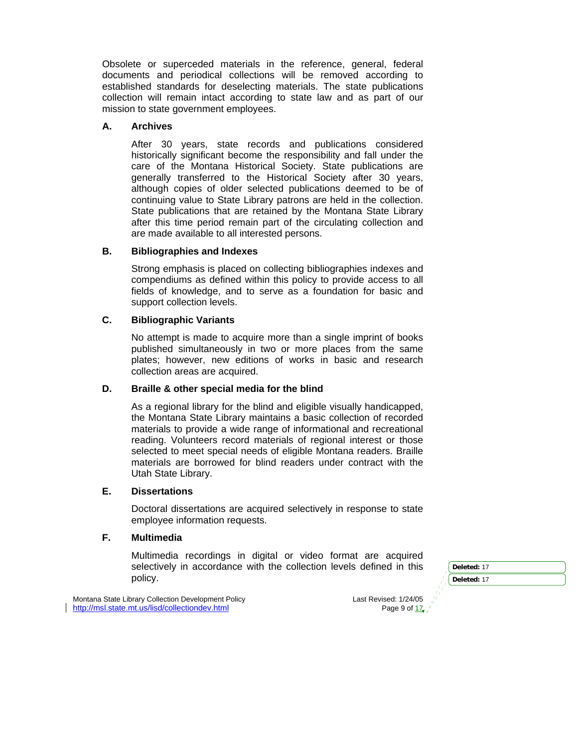Obsolete or superceded materials in the reference, general, federal documents and periodical collections will be removed according to established standards for deselecting materials. The state publications collection will remain intact according to state law and as part of our mission to state government employees.

### A. Archives

After 30 years, state records and publications considered historically significant become the responsibility and fall under the care of the Montana Historical Society. State publications are generally transferred to the Historical Society after 30 years, although copies of older selected publications deemed to be of continuing value to State Library patrons are held in the collection. State publications that are retained by the Montana State Library after this time period remain part of the circulating collection and are made available to all interested persons.

### B. Bibliographies and Indexes

Strong emphasis is placed on collecting bibliographies indexes and compendiums as defined within this policy to provide access to all fields of knowledge, and to serve as a foundation for basic and support collection levels.

### C. Bibliographic Variants

No attempt is made to acquire more than a single imprint of books published simultaneously in two or more places from the same plates; however, new editions of works in basic and research collection areas are acquired.

### D. Braille & other special media for the blind

As a regional library for the blind and eligible visually handicapped, the Montana State Library maintains a basic collection of recorded materials to provide a wide range of informational and recreational reading. Volunteers record materials of regional interest or those selected to meet special needs of eligible Montana readers. Braille materials are borrowed for blind readers under contract with the Utah State Library.

### E. Dissertations

Doctoral dissertations are acquired selectively in response to state employee information requests.

### F. Multimedia

Multimedia recordings in digital or video format are acquired selectively in accordance with the collection levels defined in this policy.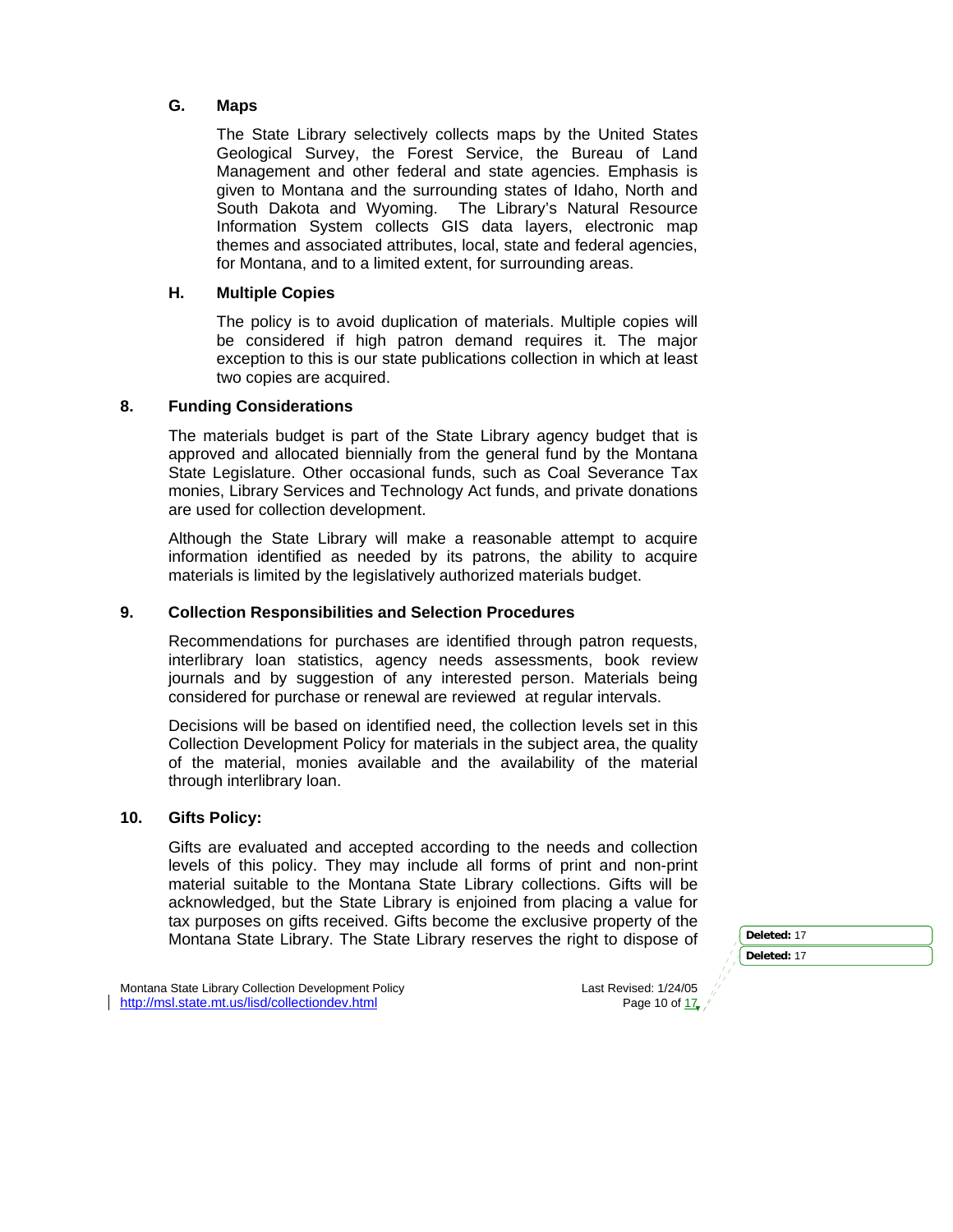### G. Maps

The State Library selectively collects maps by the United States Geological Survey, the Forest Service, the Bureau of Land Management and other federal and state agencies. Emphasis is given to Montana and the surrounding states of Idaho, North and South Dakota and Wyoming. The Library's Natural Resource Information System collects GIS data layers, electronic map themes and associated attributes, local, state and federal agencies, for Montana, and to a limited extent, for surrounding areas.

### H. Multiple Copies

The policy is to avoid duplication of materials. Multiple copies will be considered if high patron demand requires it. The major exception to this is our state publications collection in which at least two copies are acquired.

## 8. Funding Considerations

The materials budget is part of the State Library agency budget that is approved and allocated biennially from the general fund by the Montana State Legislature. Other occasional funds, such as Coal Severance Tax monies, Library Services and Technology Act funds, and private donations are used for collection development.

Although the State Library will make a reasonable attempt to acquire information identified as needed by its patrons, the ability to acquire materials is limited by the legislatively authorized materials budget.

## 9. Collection Responsibilities and Selection Procedures

Recommendations for purchases are identified through patron requests, interlibrary loan statistics, agency needs assessments, book review journals and by suggestion of any interested person. Materials being considered for purchase or renewal are reviewed at regular intervals.

Decisions will be based on identified need, the collection levels set in this Collection Development Policy for materials in the subject area, the quality of the material, monies available and the availability of the material through interlibrary loan.

## 10. Gifts Policy:

Gifts are evaluated and accepted according to the needs and collection levels of this policy. They may include all forms of print and non-print material suitable to the Montana State Library collections. Gifts will be acknowledged, but the State Library is enjoined from placing a value for tax purposes on gifts received. Gifts become the exclusive property of the Montana State Library. The State Library reserves the right to dispose of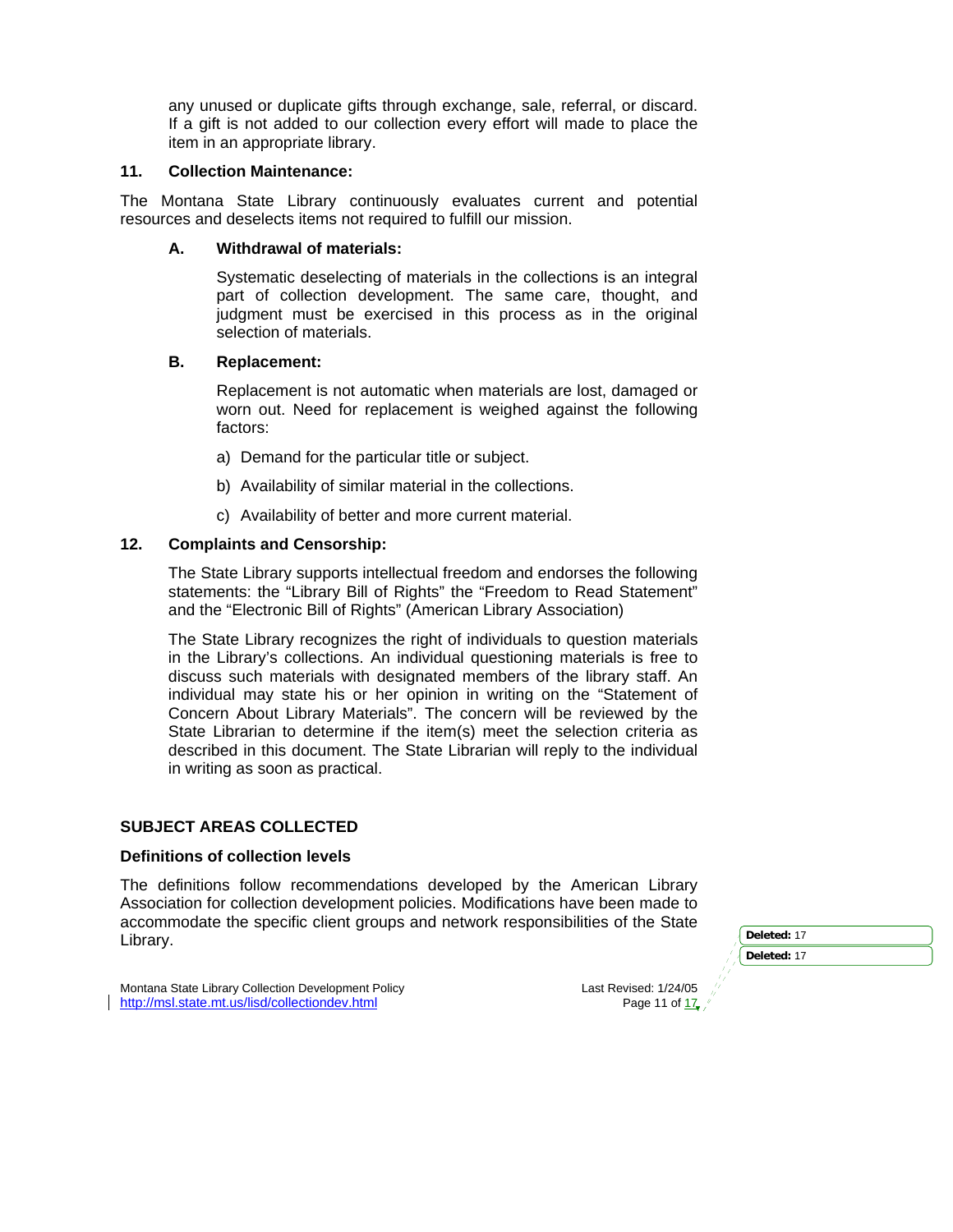any unused or duplicate gifts through exchange, sale, referral, or discard. If a gift is not added to our collection every effort will made to place the item in an appropriate library.

## 11. Collection Maintenance:

The Montana State Library continuously evaluates current and potential resources and deselects items not required to fulfill our mission.

### A. Withdrawal of materials:

Systematic deselecting of materials in the collections is an integral part of collection development. The same care, thought, and judgment must be exercised in this process as in the original selection of materials.

### B. Replacement:

Replacement is not automatic when materials are lost, damaged or worn out. Need for replacement is weighed against the following factors:

a) Demand for the particular title or subject.

b) Availability of similar material in the collections.

c) Availability of better and more current material.

## 12. Complaints and Censorship:

The State Library supports intellectual freedom and endorses the following statements: the "Library Bill of Rights" the "Freedom to Read Statement" and the "Electronic Bill of Rights" (American Library Association)

The State Library recognizes the right of individuals to question materials in the Library's collections. An individual questioning materials is free to discuss such materials with designated members of the library staff. An individual may state his or her opinion in writing on the "Statement of Concern About Library Materials". The concern will be reviewed by the State Librarian to determine if the item(s) meet the selection criteria as described in this document. The State Librarian will reply to the individual in writing as soon as practical.

# SUBJECT AREAS COLLECTED

## Definitions of collection levels

The definitions follow recommendations developed by the American Library Association for collection development policies. Modifications have been made to accommodate the specific client groups and network responsibilities of the State Library.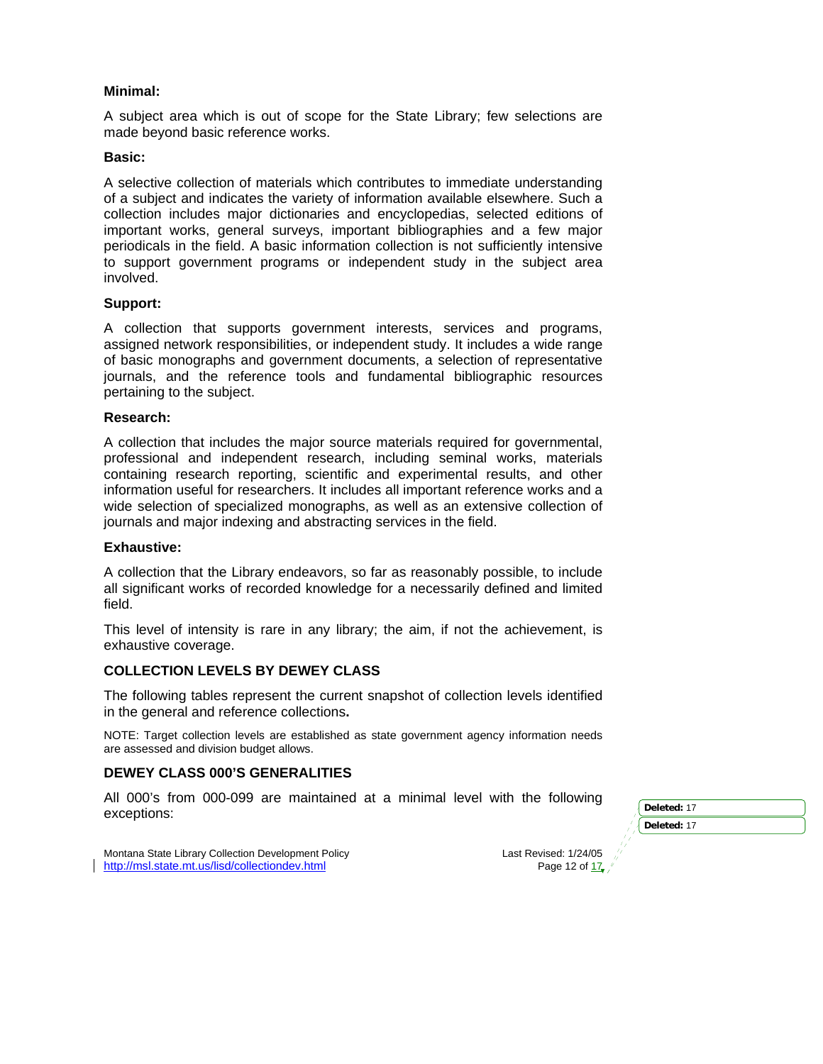**Minimal:**

A subject area which is out of scope for the State Library; few selections are made beyond basic reference works.

**Basic:**

A selective collection of materials which contributes to immediate understanding of a subject and indicates the variety of information available elsewhere. Such a collection includes major dictionaries and encyclopedias, selected editions of important works, general surveys, important bibliographies and a few major periodicals in the field. A basic information collection is not sufficiently intensive to support government programs or independent study in the subject area involved.

**Support:**

A collection that supports government interests, services and programs, assigned network responsibilities, or independent study. It includes a wide range of basic monographs and government documents, a selection of representative journals, and the reference tools and fundamental bibliographic resources pertaining to the subject.

**Research:**

A collection that includes the major source materials required for governmental, professional and independent research, including seminal works, materials containing research reporting, scientific and experimental results, and other information useful for researchers. It includes all important reference works and a wide selection of specialized monographs, as well as an extensive collection of journals and major indexing and abstracting services in the field.

**Exhaustive:**

A collection that the Library endeavors, so far as reasonably possible, to include all significant works of recorded knowledge for a necessarily defined and limited field.

This level of intensity is rare in any library; the aim, if not the achievement, is exhaustive coverage.

**COLLECTION LEVELS BY DEWEY CLASS**

The following tables represent the current snapshot of collection levels identified in the general and reference collections**.**

NOTE: Target collection levels are established as state government agency information needs are assessed and division budget allows.

**DEWEY CLASS 000'S GENERALITIES**

All 000's from 000-099 are maintained at a minimal level with the following exceptions: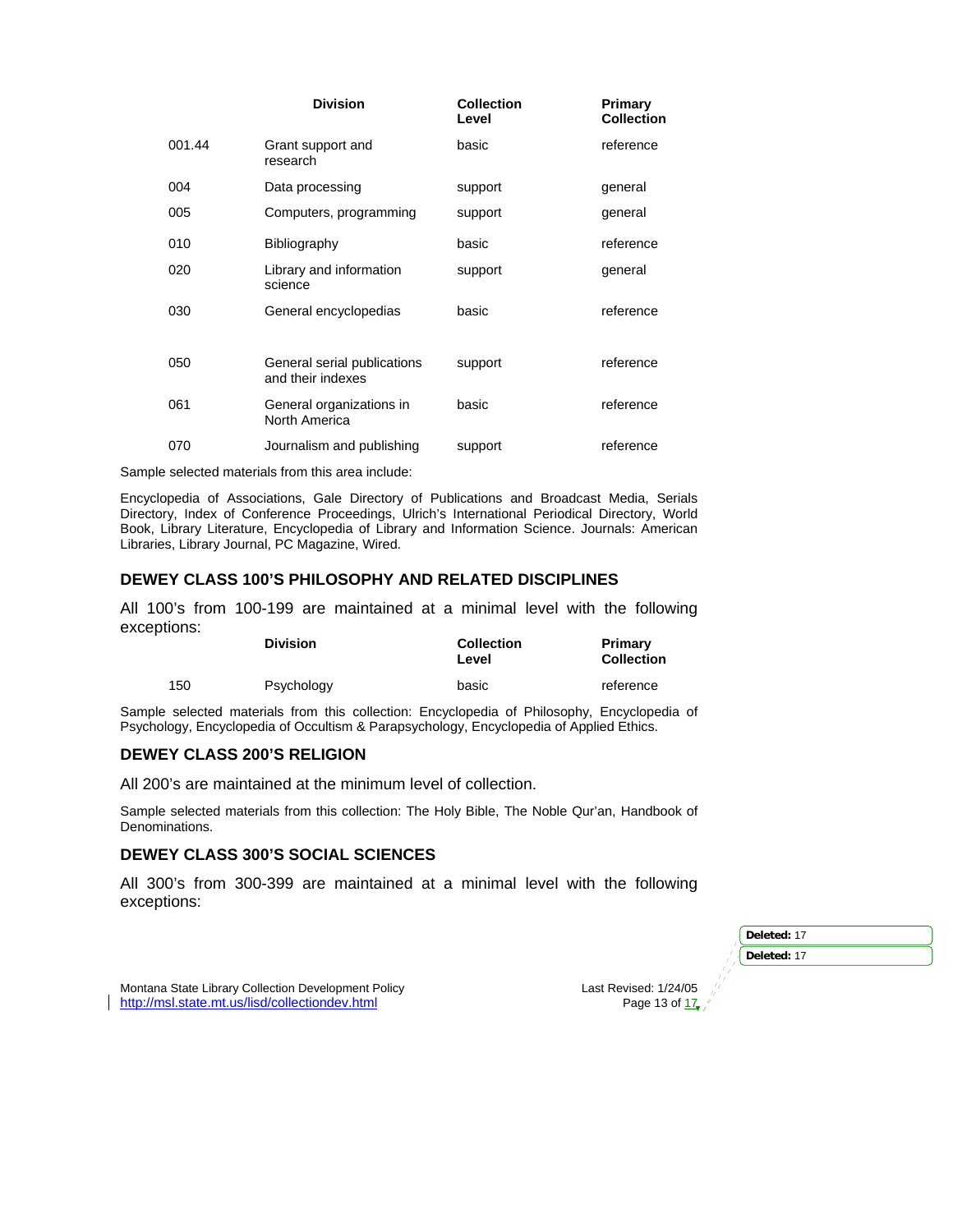| | Division | Collection Level | Primary Collection |
|---|---|---|---|
| 001.44 | Grant support and research | basic | reference |
| 004 | Data processing | support | general |
| 005 | Computers, programming | support | general |
| 010 | Bibliography | basic | reference |
| 020 | Library and information science | support | general |
| 030 | General encyclopedias | basic | reference |
| 050 | General serial publications and their indexes | support | reference |
| 061 | General organizations in North America | basic | reference |
| 070 | Journalism and publishing | support | reference |

Sample selected materials from this area include:

Encyclopedia of Associations, Gale Directory of Publications and Broadcast Media, Serials Directory, Index of Conference Proceedings, Ulrich's International Periodical Directory, World Book, Library Literature, Encyclopedia of Library and Information Science. Journals: American Libraries, Library Journal, PC Magazine, Wired.

## DEWEY CLASS 100'S PHILOSOPHY AND RELATED DISCIPLINES

All 100's from 100-199 are maintained at a minimal level with the following exceptions:

| | Division | Collection Level | Primary Collection |
|---|---|---|---|
| 150 | Psychology | basic | reference |

Sample selected materials from this collection: Encyclopedia of Philosophy, Encyclopedia of Psychology, Encyclopedia of Occultism & Parapsychology, Encyclopedia of Applied Ethics.

## DEWEY CLASS 200'S RELIGION

All 200's are maintained at the minimum level of collection.

Sample selected materials from this collection: The Holy Bible, The Noble Qur'an, Handbook of Denominations.

## DEWEY CLASS 300'S SOCIAL SCIENCES

All 300's from 300-399 are maintained at a minimal level with the following exceptions: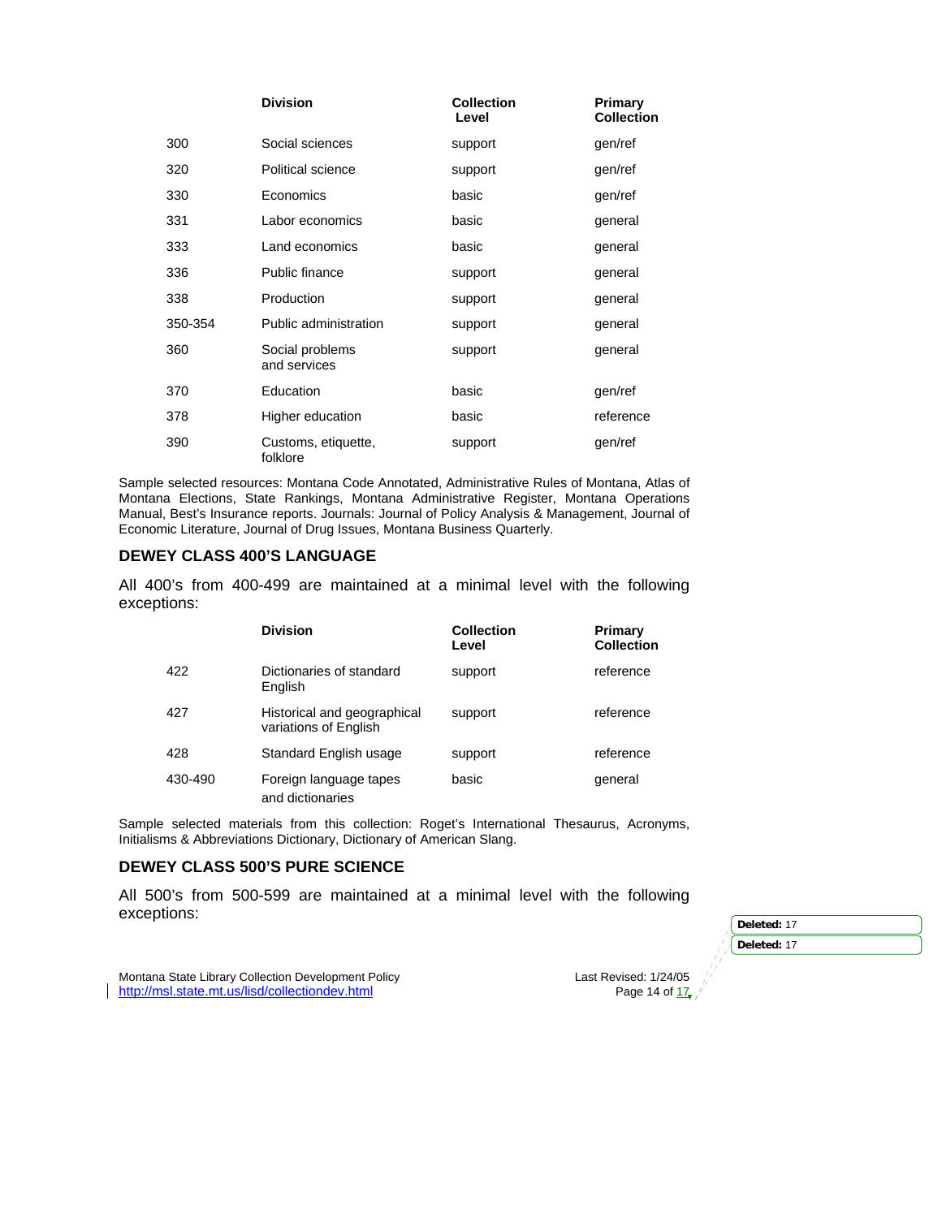| | Division | Collection Level | Primary Collection |
|---|---|---|---|
| 300 | Social sciences | support | gen/ref |
| 320 | Political science | support | gen/ref |
| 330 | Economics | basic | gen/ref |
| 331 | Labor economics | basic | general |
| 333 | Land economics | basic | general |
| 336 | Public finance | support | general |
| 338 | Production | support | general |
| 350-354 | Public administration | support | general |
| 360 | Social problems and services | support | general |
| 370 | Education | basic | gen/ref |
| 378 | Higher education | basic | reference |
| 390 | Customs, etiquette, folklore | support | gen/ref |

Sample selected resources: Montana Code Annotated, Administrative Rules of Montana, Atlas of Montana Elections, State Rankings, Montana Administrative Register, Montana Operations Manual, Best's Insurance reports. Journals: Journal of Policy Analysis & Management, Journal of Economic Literature, Journal of Drug Issues, Montana Business Quarterly.

### DEWEY CLASS 400'S LANGUAGE

All 400's from 400-499 are maintained at a minimal level with the following exceptions:

| | Division | Collection Level | Primary Collection |
|---|---|---|---|
| 422 | Dictionaries of standard English | support | reference |
| 427 | Historical and geographical variations of English | support | reference |
| 428 | Standard English usage | support | reference |
| 430-490 | Foreign language tapes and dictionaries | basic | general |

Sample selected materials from this collection: Roget's International Thesaurus, Acronyms, Initialisms & Abbreviations Dictionary, Dictionary of American Slang.

### DEWEY CLASS 500'S PURE SCIENCE

All 500's from 500-599 are maintained at a minimal level with the following exceptions: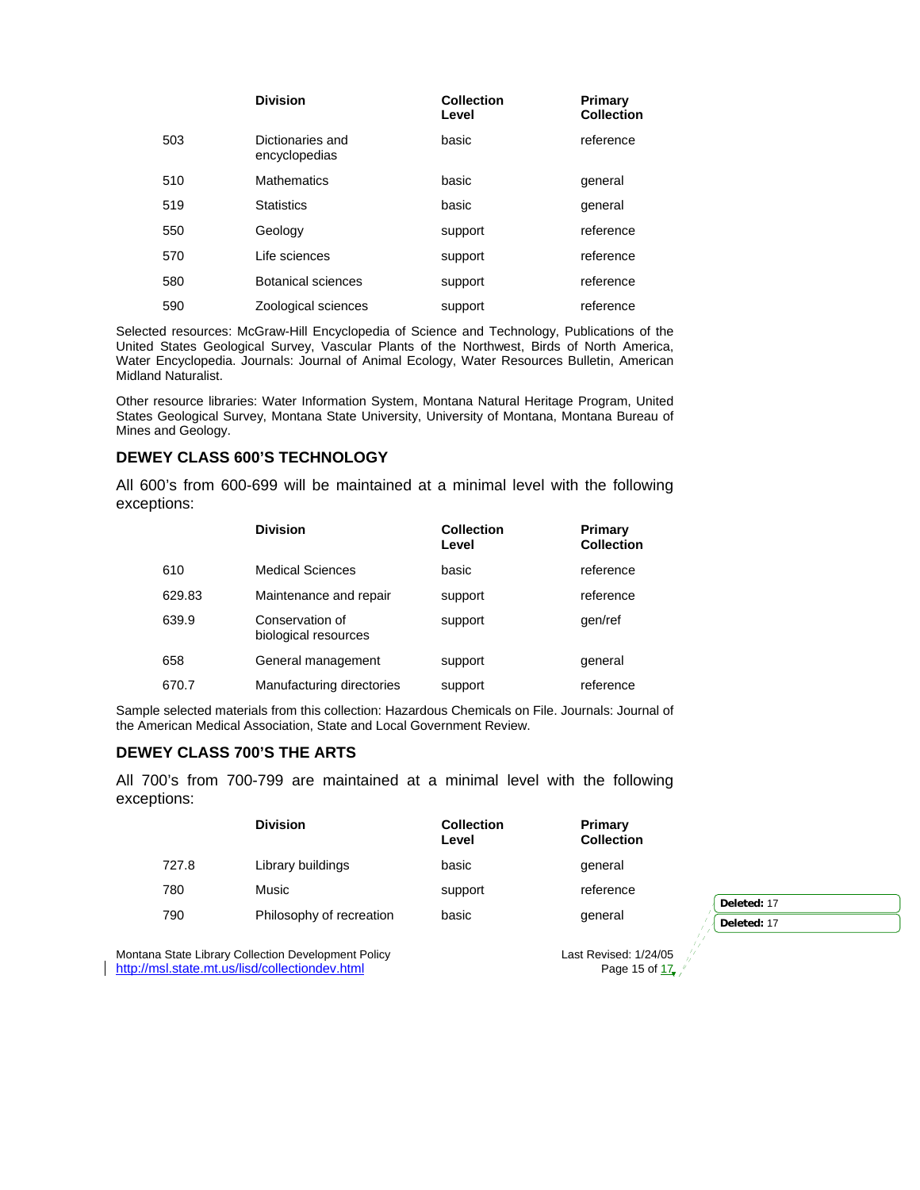| | Division | Collection Level | Primary Collection |
|---|---|---|---|
| 503 | Dictionaries and encyclopedias | basic | reference |
| 510 | Mathematics | basic | general |
| 519 | Statistics | basic | general |
| 550 | Geology | support | reference |
| 570 | Life sciences | support | reference |
| 580 | Botanical sciences | support | reference |
| 590 | Zoological sciences | support | reference |

Selected resources: McGraw-Hill Encyclopedia of Science and Technology, Publications of the United States Geological Survey, Vascular Plants of the Northwest, Birds of North America, Water Encyclopedia. Journals: Journal of Animal Ecology, Water Resources Bulletin, American Midland Naturalist.

Other resource libraries: Water Information System, Montana Natural Heritage Program, United States Geological Survey, Montana State University, University of Montana, Montana Bureau of Mines and Geology.

### DEWEY CLASS 600'S TECHNOLOGY

All 600's from 600-699 will be maintained at a minimal level with the following exceptions:

| | Division | Collection Level | Primary Collection |
|---|---|---|---|
| 610 | Medical Sciences | basic | reference |
| 629.83 | Maintenance and repair | support | reference |
| 639.9 | Conservation of biological resources | support | gen/ref |
| 658 | General management | support | general |
| 670.7 | Manufacturing directories | support | reference |

Sample selected materials from this collection: Hazardous Chemicals on File. Journals: Journal of the American Medical Association, State and Local Government Review.

### DEWEY CLASS 700'S THE ARTS

All 700's from 700-799 are maintained at a minimal level with the following exceptions:

| | Division | Collection Level | Primary Collection |
|---|---|---|---|
| 727.8 | Library buildings | basic | general |
| 780 | Music | support | reference |
| 790 | Philosophy of recreation | basic | general |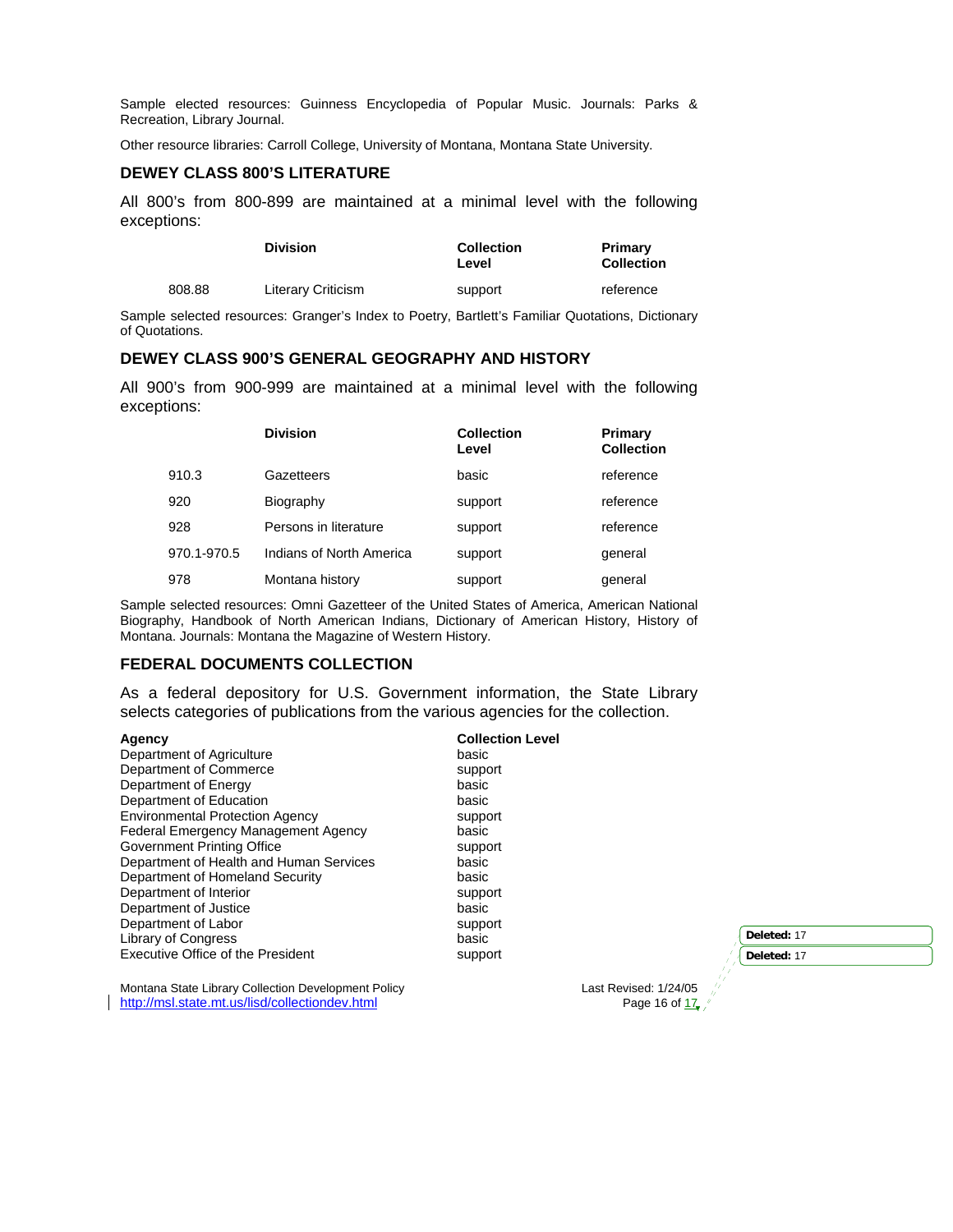Sample elected resources: Guinness Encyclopedia of Popular Music. Journals: Parks & Recreation, Library Journal.

Other resource libraries: Carroll College, University of Montana, Montana State University.

### DEWEY CLASS 800'S LITERATURE

All 800's from 800-899 are maintained at a minimal level with the following exceptions:

| | Division | Collection Level | Primary Collection |
|---|---|---|---|
| 808.88 | Literary Criticism | support | reference |

Sample selected resources: Granger's Index to Poetry, Bartlett's Familiar Quotations, Dictionary of Quotations.

### DEWEY CLASS 900'S GENERAL GEOGRAPHY AND HISTORY

All 900's from 900-999 are maintained at a minimal level with the following exceptions:

| | Division | Collection Level | Primary Collection |
|---|---|---|---|
| 910.3 | Gazetteers | basic | reference |
| 920 | Biography | support | reference |
| 928 | Persons in literature | support | reference |
| 970.1-970.5 | Indians of North America | support | general |
| 978 | Montana history | support | general |

Sample selected resources: Omni Gazetteer of the United States of America, American National Biography, Handbook of North American Indians, Dictionary of American History, History of Montana. Journals: Montana the Magazine of Western History.

### FEDERAL DOCUMENTS COLLECTION

As a federal depository for U.S. Government information, the State Library selects categories of publications from the various agencies for the collection.

| Agency | Collection Level |
|---|---|
| Department of Agriculture | basic |
| Department of Commerce | support |
| Department of Energy | basic |
| Department of Education | basic |
| Environmental Protection Agency | support |
| Federal Emergency Management Agency | basic |
| Government Printing Office | support |
| Department of Health and Human Services | basic |
| Department of Homeland Security | basic |
| Department of Interior | support |
| Department of Justice | basic |
| Department of Labor | support |
| Library of Congress | basic |
| Executive Office of the President | support |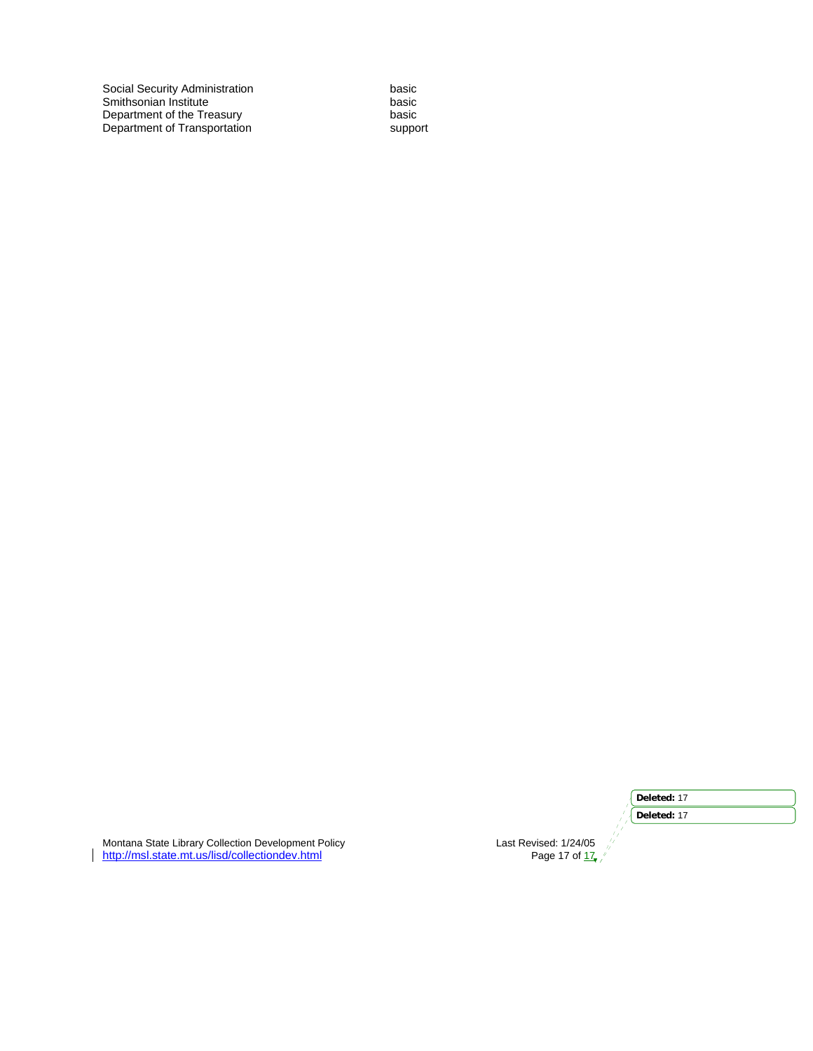| | |
|---|---|
| Social Security Administration | basic |
| Smithsonian Institute | basic |
| Department of the Treasury | basic |
| Department of Transportation | support |